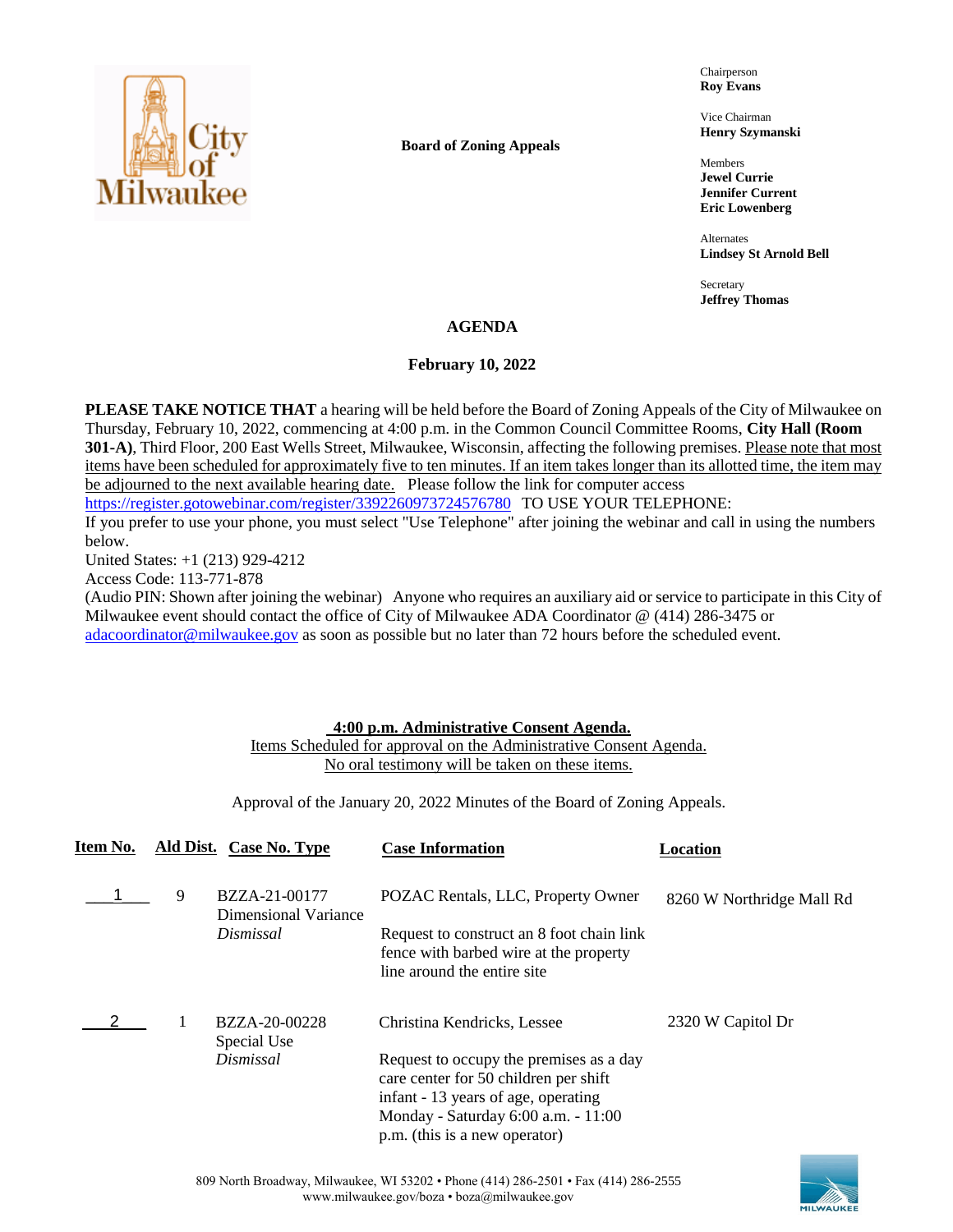**Board of Zoning Appeals**

Chairperson
**Roy Evans**

Vice Chairman
**Henry Szymanski**

Members
**Jewel Currie**
**Jennifer Current**
**Eric Lowenberg**

Alternates
**Lindsey St Arnold Bell**

Secretary
**Jeffrey Thomas**

# AGENDA

## February 10, 2022

**PLEASE TAKE NOTICE THAT** a hearing will be held before the Board of Zoning Appeals of the City of Milwaukee on Thursday, February 10, 2022, commencing at 4:00 p.m. in the Common Council Committee Rooms, **City Hall (Room 301-A)**, Third Floor, 200 East Wells Street, Milwaukee, Wisconsin, affecting the following premises. Please note that most items have been scheduled for approximately five to ten minutes. If an item takes longer than its allotted time, the item may be adjourned to the next available hearing date. Please follow the link for computer access https://register.gotowebinar.com/register/3392260973724576780 TO USE YOUR TELEPHONE:
If you prefer to use your phone, you must select "Use Telephone" after joining the webinar and call in using the numbers below.
United States: +1 (213) 929-4212
Access Code: 113-771-878
(Audio PIN: Shown after joining the webinar) Anyone who requires an auxiliary aid or service to participate in this City of Milwaukee event should contact the office of City of Milwaukee ADA Coordinator @ (414) 286-3475 or adacoordinator@milwaukee.gov as soon as possible but no later than 72 hours before the scheduled event.

**4:00 p.m. Administrative Consent Agenda.**
Items Scheduled for approval on the Administrative Consent Agenda.
No oral testimony will be taken on these items.

Approval of the January 20, 2022 Minutes of the Board of Zoning Appeals.

| Item No. | Ald Dist. | Case No. Type | Case Information | Location |
|---|---|---|---|---|
| 1 | 9 | BZZA-21-00177<br>Dimensional Variance<br>*Dismissal* | POZAC Rentals, LLC, Property Owner<br><br>Request to construct an 8 foot chain link fence with barbed wire at the property line around the entire site | 8260 W Northridge Mall Rd |
| 2 | 1 | BZZA-20-00228<br>Special Use<br>*Dismissal* | Christina Kendricks, Lessee<br><br>Request to occupy the premises as a day care center for 50 children per shift infant - 13 years of age, operating Monday - Saturday 6:00 a.m. - 11:00 p.m. (this is a new operator) | 2320 W Capitol Dr |

809 North Broadway, Milwaukee, WI 53202 • Phone (414) 286-2501 • Fax (414) 286-2555
www.milwaukee.gov/boza • boza@milwaukee.gov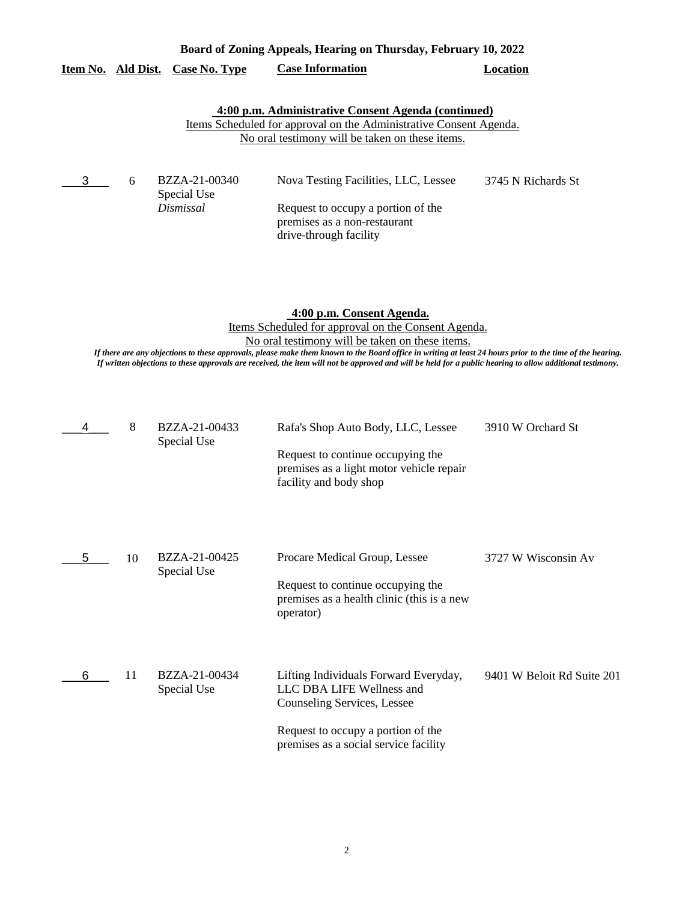**Board of Zoning Appeals, Hearing on Thursday, February 10, 2022**

| Item No. | Ald Dist. | Case No. Type | Case Information | Location |
|---|---|---|---|---|

**4:00 p.m. Administrative Consent Agenda (continued)**

Items Scheduled for approval on the Administrative Consent Agenda.

No oral testimony will be taken on these items.

| Item No. | Ald Dist. | Case No. Type | Case Information | Location |
|---|---|---|---|---|
| 3 | 6 | BZZA-21-00340<br>Special Use<br>*Dismissal* | Nova Testing Facilities, LLC, Lessee<br><br>Request to occupy a portion of the premises as a non-restaurant drive-through facility | 3745 N Richards St |

**4:00 p.m. Consent Agenda.**

Items Scheduled for approval on the Consent Agenda.

No oral testimony will be taken on these items.

***If there are any objections to these approvals, please make them known to the Board office in writing at least 24 hours prior to the time of the hearing. If written objections to these approvals are received, the item will not be approved and will be held for a public hearing to allow additional testimony.***

| Item No. | Ald Dist. | Case No. Type | Case Information | Location |
|---|---|---|---|---|
| 4 | 8 | BZZA-21-00433<br>Special Use | Rafa's Shop Auto Body, LLC, Lessee<br><br>Request to continue occupying the premises as a light motor vehicle repair facility and body shop | 3910 W Orchard St |
| 5 | 10 | BZZA-21-00425<br>Special Use | Procare Medical Group, Lessee<br><br>Request to continue occupying the premises as a health clinic (this is a new operator) | 3727 W Wisconsin Av |
| 6 | 11 | BZZA-21-00434<br>Special Use | Lifting Individuals Forward Everyday, LLC DBA LIFE Wellness and Counseling Services, Lessee<br><br>Request to occupy a portion of the premises as a social service facility | 9401 W Beloit Rd Suite 201 |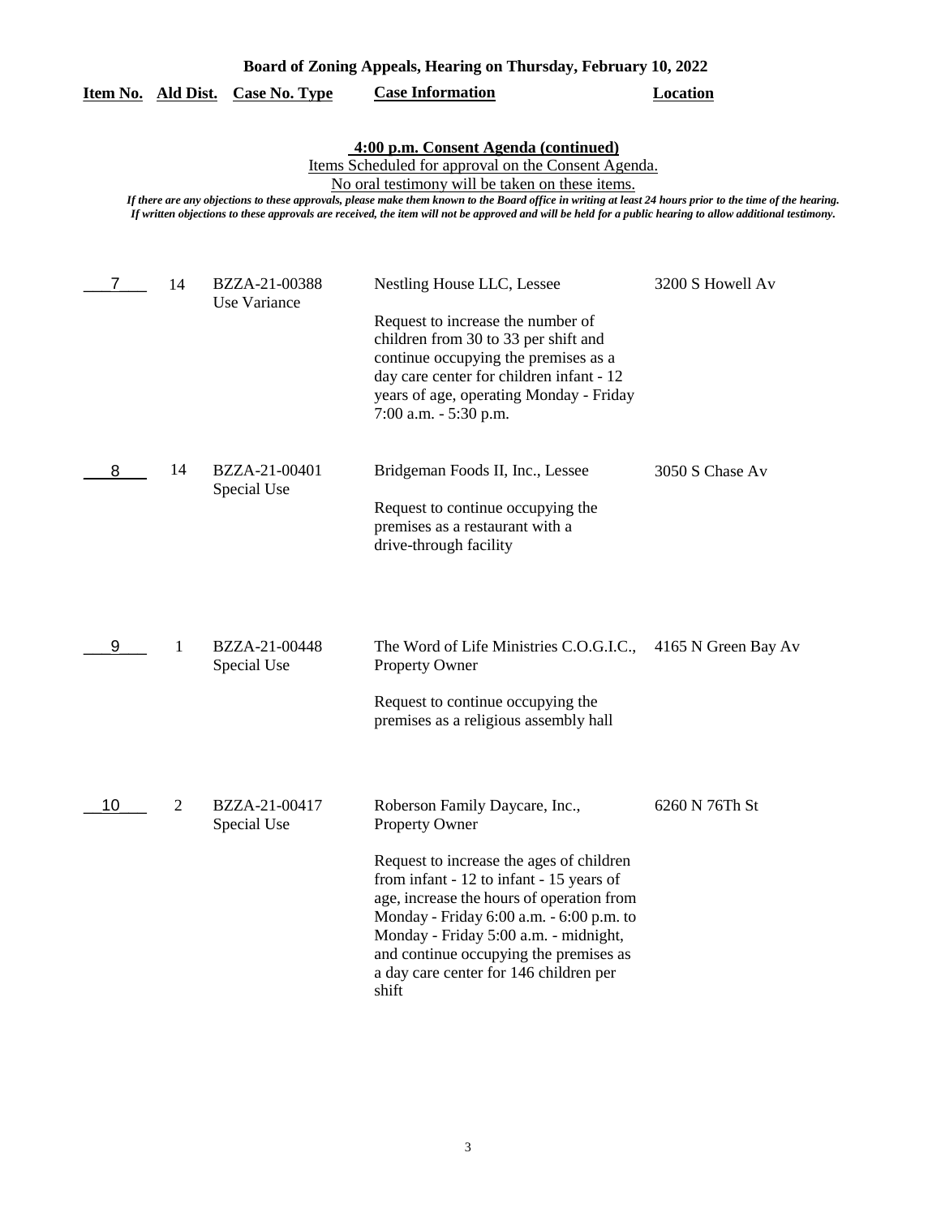**Board of Zoning Appeals, Hearing on Thursday, February 10, 2022**

**4:00 p.m. Consent Agenda (continued)**

Items Scheduled for approval on the Consent Agenda.

No oral testimony will be taken on these items.

*If there are any objections to these approvals, please make them known to the Board office in writing at least 24 hours prior to the time of the hearing. If written objections to these approvals are received, the item will not be approved and will be held for a public hearing to allow additional testimony.*

| Item No. | Ald Dist. | Case No. Type | Case Information | Location |
|---|---|---|---|---|
| 7 | 14 | BZZA-21-00388 Use Variance | Nestling House LLC, Lessee<br><br>Request to increase the number of children from 30 to 33 per shift and continue occupying the premises as a day care center for children infant - 12 years of age, operating Monday - Friday 7:00 a.m. - 5:30 p.m. | 3200 S Howell Av |
| 8 | 14 | BZZA-21-00401 Special Use | Bridgeman Foods II, Inc., Lessee<br><br>Request to continue occupying the premises as a restaurant with a drive-through facility | 3050 S Chase Av |
| 9 | 1 | BZZA-21-00448 Special Use | The Word of Life Ministries C.O.G.I.C., Property Owner<br><br>Request to continue occupying the premises as a religious assembly hall | 4165 N Green Bay Av |
| 10 | 2 | BZZA-21-00417 Special Use | Roberson Family Daycare, Inc., Property Owner<br><br>Request to increase the ages of children from infant - 12 to infant - 15 years of age, increase the hours of operation from Monday - Friday 6:00 a.m. - 6:00 p.m. to Monday - Friday 5:00 a.m. - midnight, and continue occupying the premises as a day care center for 146 children per shift | 6260 N 76Th St |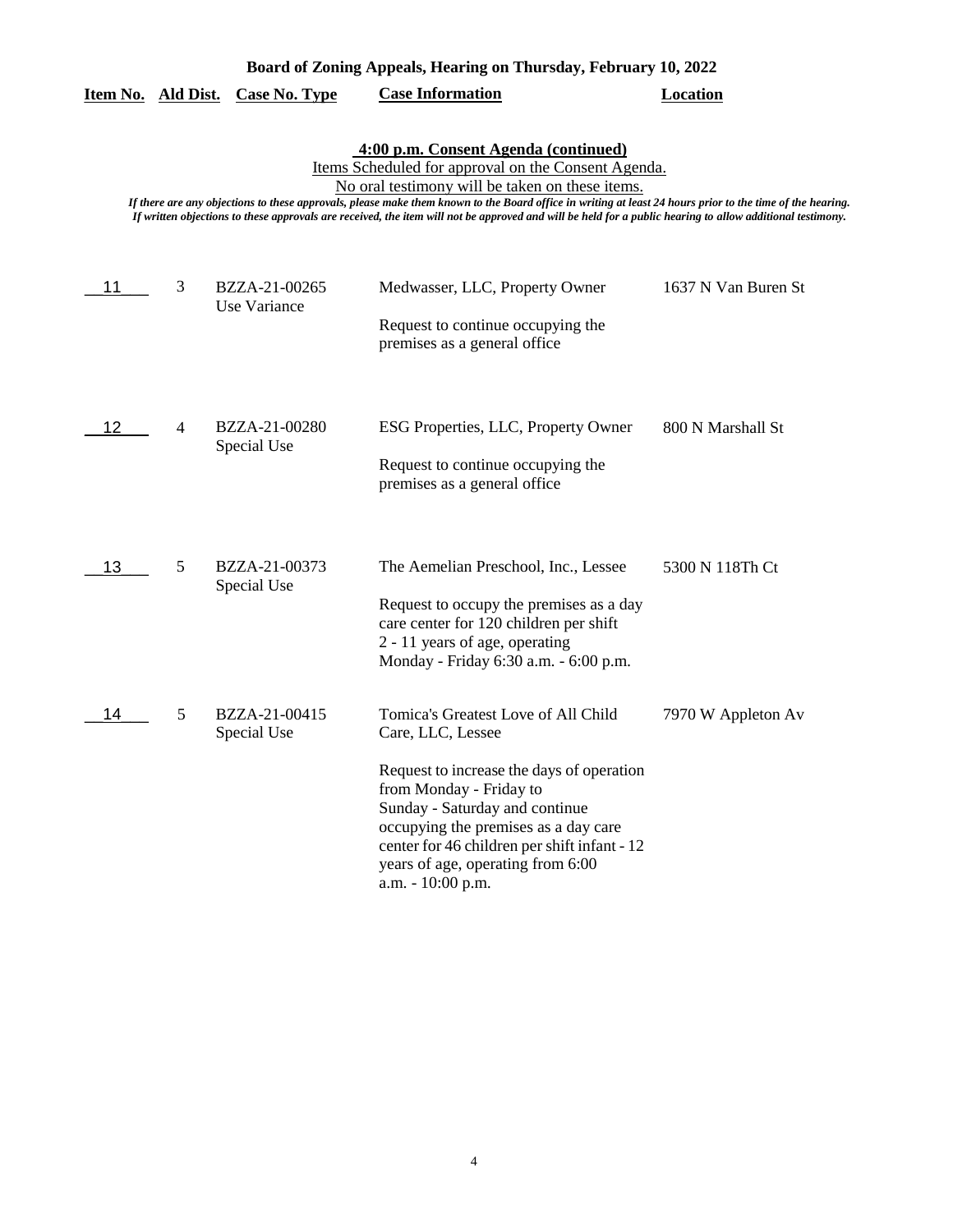**Board of Zoning Appeals, Hearing on Thursday, February 10, 2022**

**4:00 p.m. Consent Agenda (continued)**

Items Scheduled for approval on the Consent Agenda.

No oral testimony will be taken on these items.

*If there are any objections to these approvals, please make them known to the Board office in writing at least 24 hours prior to the time of the hearing. If written objections to these approvals are received, the item will not be approved and will be held for a public hearing to allow additional testimony.*

| Item No. | Ald Dist. | Case No. Type | Case Information | Location |
|---|---|---|---|---|
| 11 | 3 | BZZA-21-00265 Use Variance | Medwasser, LLC, Property Owner<br><br>Request to continue occupying the premises as a general office | 1637 N Van Buren St |
| 12 | 4 | BZZA-21-00280 Special Use | ESG Properties, LLC, Property Owner<br><br>Request to continue occupying the premises as a general office | 800 N Marshall St |
| 13 | 5 | BZZA-21-00373 Special Use | The Aemelian Preschool, Inc., Lessee<br><br>Request to occupy the premises as a day care center for 120 children per shift 2 - 11 years of age, operating Monday - Friday 6:30 a.m. - 6:00 p.m. | 5300 N 118Th Ct |
| 14 | 5 | BZZA-21-00415 Special Use | Tomica's Greatest Love of All Child Care, LLC, Lessee<br><br>Request to increase the days of operation from Monday - Friday to Sunday - Saturday and continue occupying the premises as a day care center for 46 children per shift infant - 12 years of age, operating from 6:00 a.m. - 10:00 p.m. | 7970 W Appleton Av |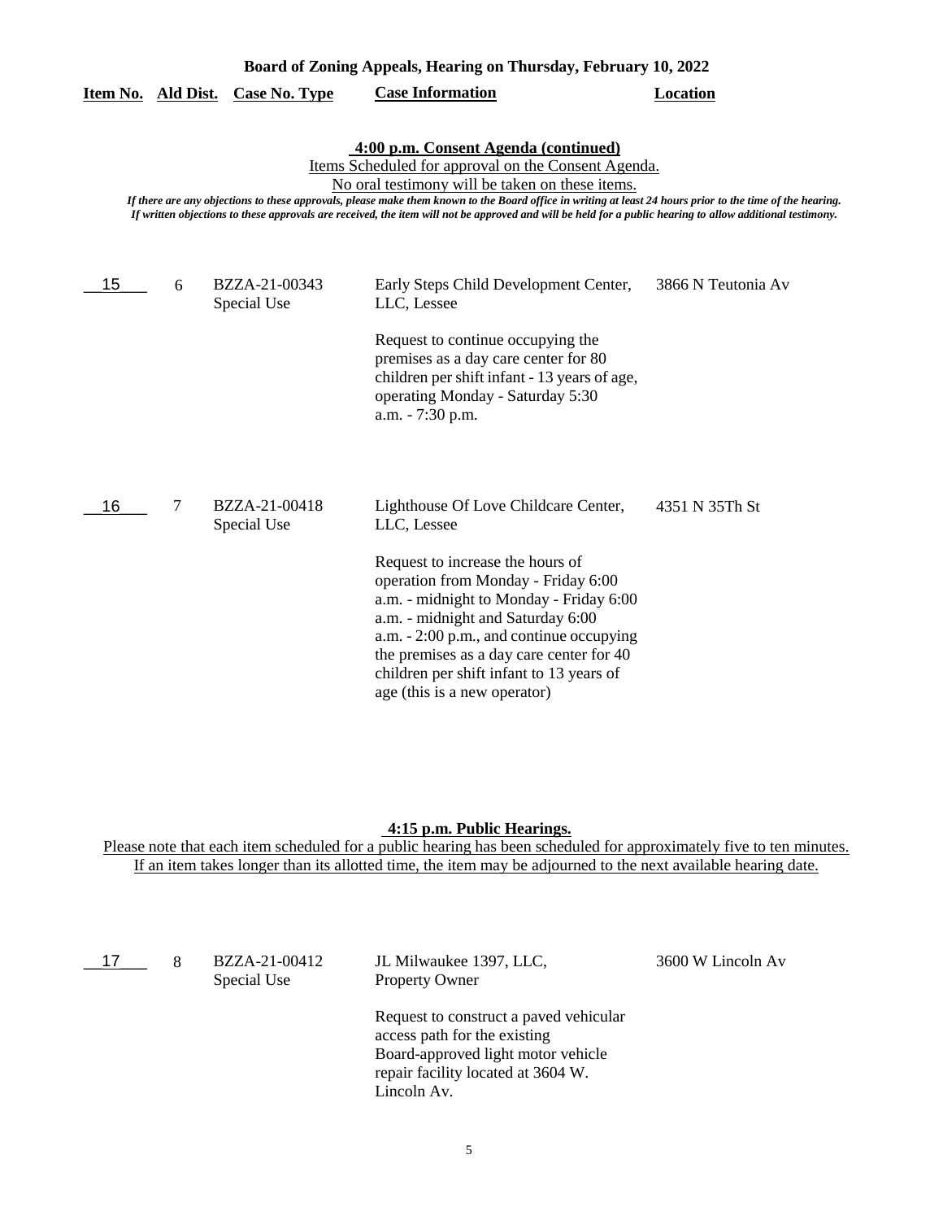**Board of Zoning Appeals, Hearing on Thursday, February 10, 2022**

**4:00 p.m. Consent Agenda (continued)**

Items Scheduled for approval on the Consent Agenda.

No oral testimony will be taken on these items.

***If there are any objections to these approvals, please make them known to the Board office in writing at least 24 hours prior to the time of the hearing. If written objections to these approvals are received, the item will not be approved and will be held for a public hearing to allow additional testimony.***

| Item No. | Ald Dist. | Case No. Type | Case Information | Location |
|---|---|---|---|---|
| 15 | 6 | BZZA-21-00343 Special Use | Early Steps Child Development Center, LLC, Lessee<br><br>Request to continue occupying the premises as a day care center for 80 children per shift infant - 13 years of age, operating Monday - Saturday 5:30 a.m. - 7:30 p.m. | 3866 N Teutonia Av |
| 16 | 7 | BZZA-21-00418 Special Use | Lighthouse Of Love Childcare Center, LLC, Lessee<br><br>Request to increase the hours of operation from Monday - Friday 6:00 a.m. - midnight to Monday - Friday 6:00 a.m. - midnight and Saturday 6:00 a.m. - 2:00 p.m., and continue occupying the premises as a day care center for 40 children per shift infant to 13 years of age (this is a new operator) | 4351 N 35Th St |

**4:15 p.m. Public Hearings.**

Please note that each item scheduled for a public hearing has been scheduled for approximately five to ten minutes. If an item takes longer than its allotted time, the item may be adjourned to the next available hearing date.

| Item No. | Ald Dist. | Case No. Type | Case Information | Location |
|---|---|---|---|---|
| 17 | 8 | BZZA-21-00412 Special Use | JL Milwaukee 1397, LLC, Property Owner<br><br>Request to construct a paved vehicular access path for the existing Board-approved light motor vehicle repair facility located at 3604 W. Lincoln Av. | 3600 W Lincoln Av |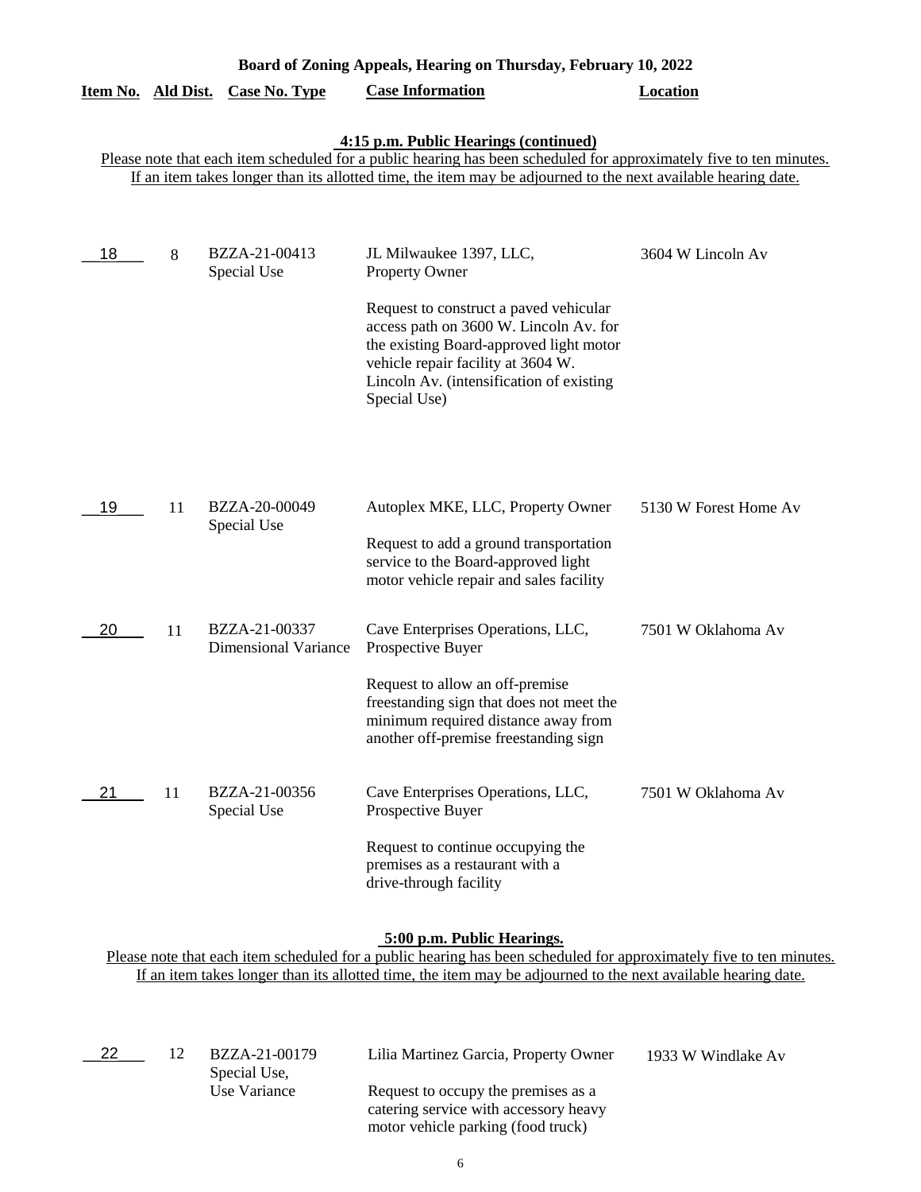**Board of Zoning Appeals, Hearing on Thursday, February 10, 2022**

### 4:15 p.m. Public Hearings (continued)

Please note that each item scheduled for a public hearing has been scheduled for approximately five to ten minutes. If an item takes longer than its allotted time, the item may be adjourned to the next available hearing date.

| Item No. | Ald Dist. | Case No. Type | Case Information | Location |
|---|---|---|---|---|
| 18 | 8 | BZZA-21-00413 Special Use | JL Milwaukee 1397, LLC, Property Owner<br><br>Request to construct a paved vehicular access path on 3600 W. Lincoln Av. for the existing Board-approved light motor vehicle repair facility at 3604 W. Lincoln Av. (intensification of existing Special Use) | 3604 W Lincoln Av |
| 19 | 11 | BZZA-20-00049 Special Use | Autoplex MKE, LLC, Property Owner<br><br>Request to add a ground transportation service to the Board-approved light motor vehicle repair and sales facility | 5130 W Forest Home Av |
| 20 | 11 | BZZA-21-00337 Dimensional Variance | Cave Enterprises Operations, LLC, Prospective Buyer<br><br>Request to allow an off-premise freestanding sign that does not meet the minimum required distance away from another off-premise freestanding sign | 7501 W Oklahoma Av |
| 21 | 11 | BZZA-21-00356 Special Use | Cave Enterprises Operations, LLC, Prospective Buyer<br><br>Request to continue occupying the premises as a restaurant with a drive-through facility | 7501 W Oklahoma Av |

### 5:00 p.m. Public Hearings.

Please note that each item scheduled for a public hearing has been scheduled for approximately five to ten minutes. If an item takes longer than its allotted time, the item may be adjourned to the next available hearing date.

| Item No. | Ald Dist. | Case No. Type | Case Information | Location |
|---|---|---|---|---|
| 22 | 12 | BZZA-21-00179 Special Use, Use Variance | Lilia Martinez Garcia, Property Owner<br><br>Request to occupy the premises as a catering service with accessory heavy motor vehicle parking (food truck) | 1933 W Windlake Av |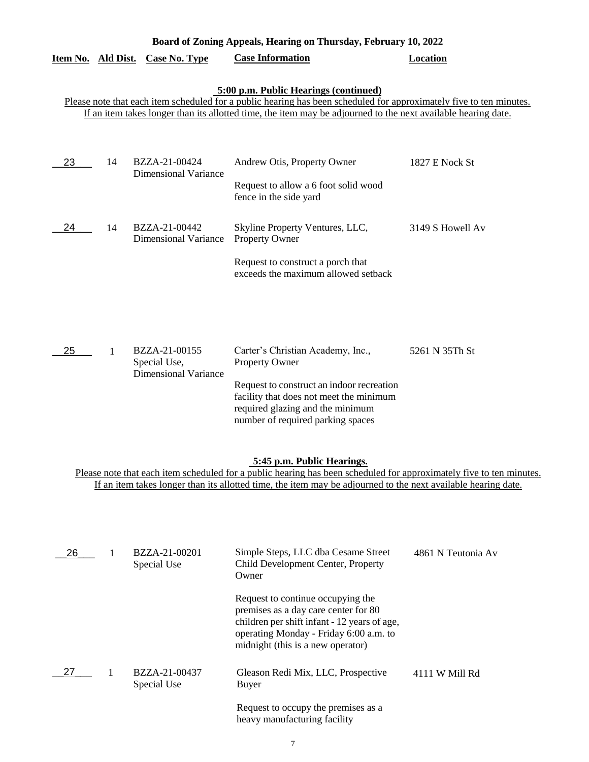**Board of Zoning Appeals, Hearing on Thursday, February 10, 2022**

| Item No. | Ald Dist. | Case No. Type | Case Information | Location |
|---|---|---|---|---|

**5:00 p.m. Public Hearings (continued)**

Please note that each item scheduled for a public hearing has been scheduled for approximately five to ten minutes. If an item takes longer than its allotted time, the item may be adjourned to the next available hearing date.

| Item No. | Ald Dist. | Case No. Type | Case Information | Location |
|---|---|---|---|---|
| 23 | 14 | BZZA-21-00424 Dimensional Variance | Andrew Otis, Property Owner<br><br>Request to allow a 6 foot solid wood fence in the side yard | 1827 E Nock St |
| 24 | 14 | BZZA-21-00442 Dimensional Variance | Skyline Property Ventures, LLC, Property Owner<br><br>Request to construct a porch that exceeds the maximum allowed setback | 3149 S Howell Av |
| 25 | 1 | BZZA-21-00155 Special Use, Dimensional Variance | Carter's Christian Academy, Inc., Property Owner<br><br>Request to construct an indoor recreation facility that does not meet the minimum required glazing and the minimum number of required parking spaces | 5261 N 35Th St |

**5:45 p.m. Public Hearings.**

Please note that each item scheduled for a public hearing has been scheduled for approximately five to ten minutes. If an item takes longer than its allotted time, the item may be adjourned to the next available hearing date.

| Item No. | Ald Dist. | Case No. Type | Case Information | Location |
|---|---|---|---|---|
| 26 | 1 | BZZA-21-00201 Special Use | Simple Steps, LLC dba Cesame Street Child Development Center, Property Owner<br><br>Request to continue occupying the premises as a day care center for 80 children per shift infant - 12 years of age, operating Monday - Friday 6:00 a.m. to midnight (this is a new operator) | 4861 N Teutonia Av |
| 27 | 1 | BZZA-21-00437 Special Use | Gleason Redi Mix, LLC, Prospective Buyer<br><br>Request to occupy the premises as a heavy manufacturing facility | 4111 W Mill Rd |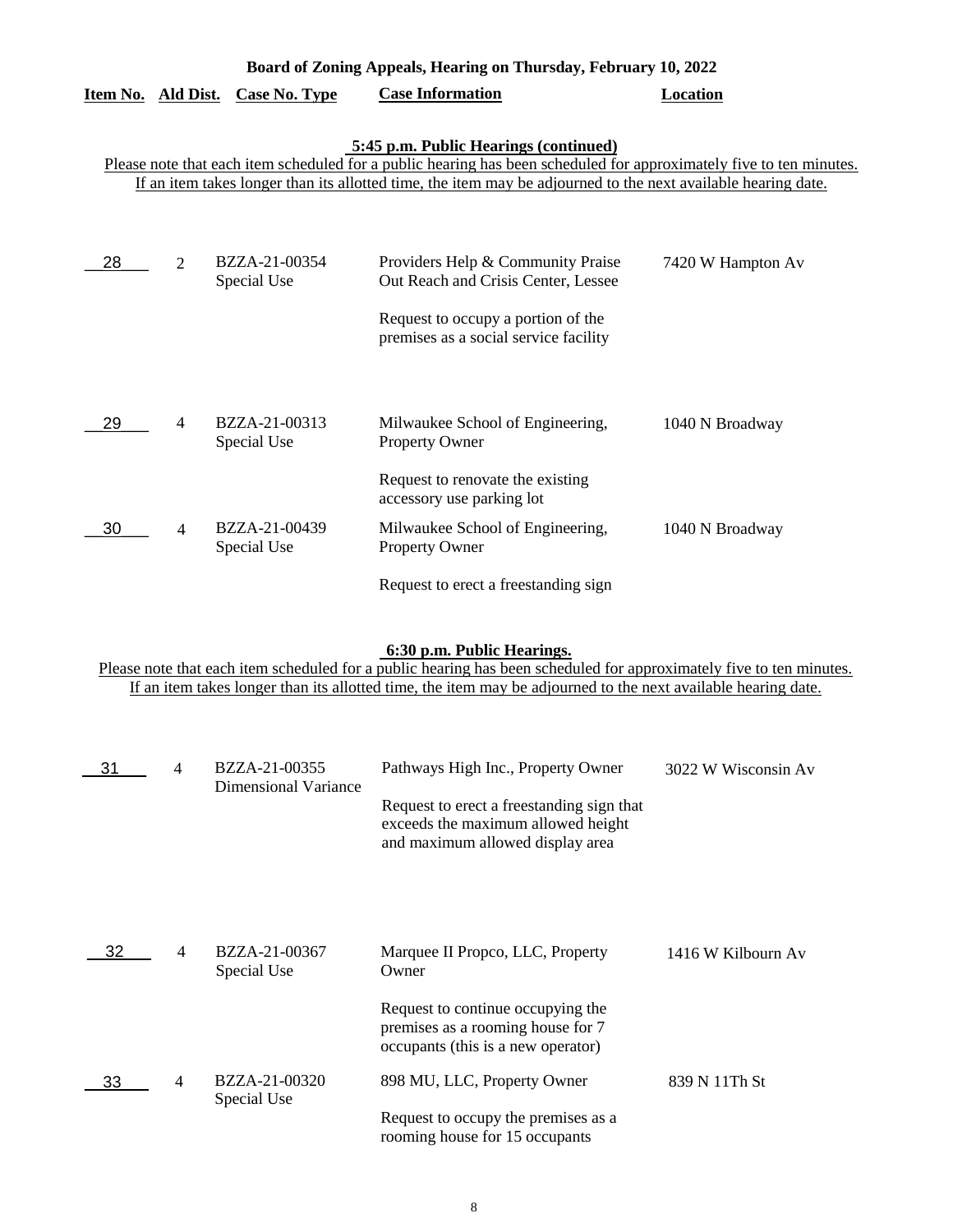**Board of Zoning Appeals, Hearing on Thursday, February 10, 2022**

**5:45 p.m. Public Hearings (continued)**

Please note that each item scheduled for a public hearing has been scheduled for approximately five to ten minutes. If an item takes longer than its allotted time, the item may be adjourned to the next available hearing date.

| Item No. | Ald Dist. | Case No. Type | Case Information | Location |
|---|---|---|---|---|
| 28 | 2 | BZZA-21-00354 Special Use | Providers Help & Community Praise Out Reach and Crisis Center, Lessee<br><br>Request to occupy a portion of the premises as a social service facility | 7420 W Hampton Av |
| 29 | 4 | BZZA-21-00313 Special Use | Milwaukee School of Engineering, Property Owner<br><br>Request to renovate the existing accessory use parking lot | 1040 N Broadway |
| 30 | 4 | BZZA-21-00439 Special Use | Milwaukee School of Engineering, Property Owner<br><br>Request to erect a freestanding sign | 1040 N Broadway |

**6:30 p.m. Public Hearings.**

Please note that each item scheduled for a public hearing has been scheduled for approximately five to ten minutes. If an item takes longer than its allotted time, the item may be adjourned to the next available hearing date.

| Item No. | Ald Dist. | Case No. Type | Case Information | Location |
|---|---|---|---|---|
| 31 | 4 | BZZA-21-00355 Dimensional Variance | Pathways High Inc., Property Owner<br><br>Request to erect a freestanding sign that exceeds the maximum allowed height and maximum allowed display area | 3022 W Wisconsin Av |
| 32 | 4 | BZZA-21-00367 Special Use | Marquee II Propco, LLC, Property Owner<br><br>Request to continue occupying the premises as a rooming house for 7 occupants (this is a new operator) | 1416 W Kilbourn Av |
| 33 | 4 | BZZA-21-00320 Special Use | 898 MU, LLC, Property Owner<br><br>Request to occupy the premises as a rooming house for 15 occupants | 839 N 11Th St |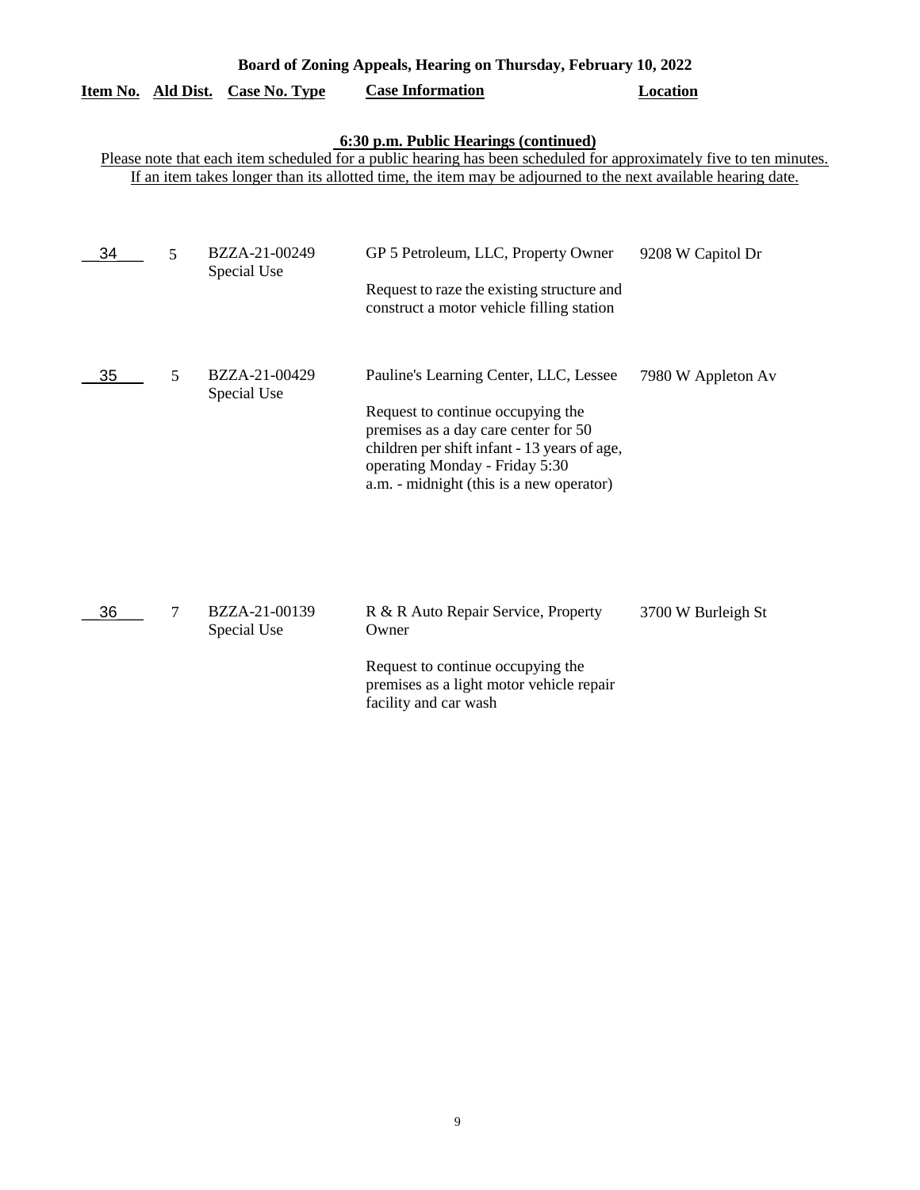**Board of Zoning Appeals, Hearing on Thursday, February 10, 2022**

**6:30 p.m. Public Hearings (continued)**

Please note that each item scheduled for a public hearing has been scheduled for approximately five to ten minutes. If an item takes longer than its allotted time, the item may be adjourned to the next available hearing date.

| Item No. | Ald Dist. | Case No. Type | Case Information | Location |
|---|---|---|---|---|
| 34 | 5 | BZZA-21-00249 Special Use | GP 5 Petroleum, LLC, Property Owner<br><br>Request to raze the existing structure and construct a motor vehicle filling station | 9208 W Capitol Dr |
| 35 | 5 | BZZA-21-00429 Special Use | Pauline's Learning Center, LLC, Lessee<br><br>Request to continue occupying the premises as a day care center for 50 children per shift infant - 13 years of age, operating Monday - Friday 5:30 a.m. - midnight (this is a new operator) | 7980 W Appleton Av |
| 36 | 7 | BZZA-21-00139 Special Use | R & R Auto Repair Service, Property Owner<br><br>Request to continue occupying the premises as a light motor vehicle repair facility and car wash | 3700 W Burleigh St |